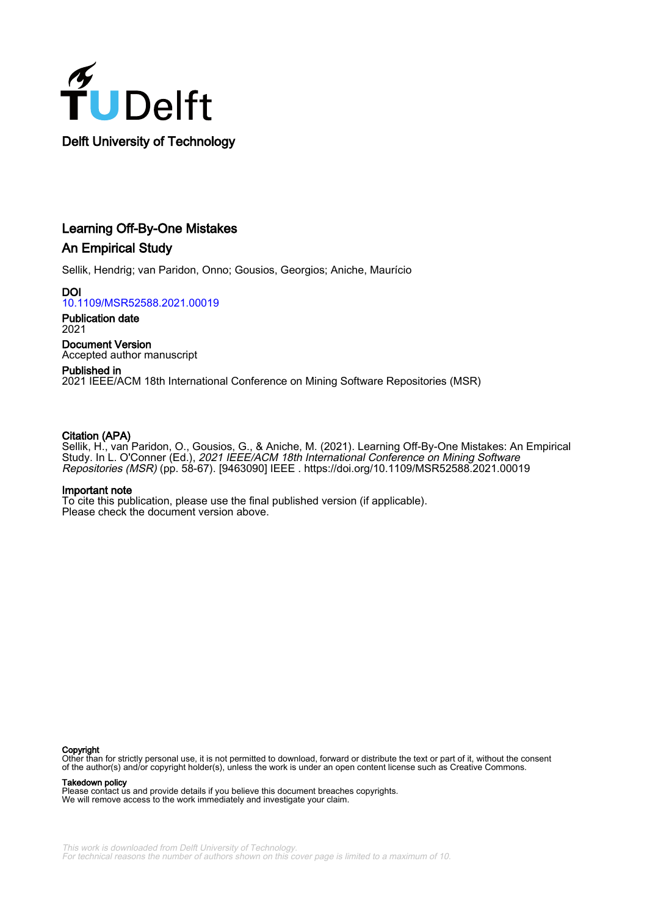Delft University of Technology

# Learning Off-By-One Mistakes

## An Empirical Study

Sellik, Hendrig; van Paridon, Onno; Gousios, Georgios; Aniche, Maurício

**DOI**
10.1109/MSR52588.2021.00019

**Publication date**
2021

**Document Version**
Accepted author manuscript

**Published in**
2021 IEEE/ACM 18th International Conference on Mining Software Repositories (MSR)

**Citation (APA)**
Sellik, H., van Paridon, O., Gousios, G., & Aniche, M. (2021). Learning Off-By-One Mistakes: An Empirical Study. In L. O'Conner (Ed.), *2021 IEEE/ACM 18th International Conference on Mining Software Repositories (MSR)* (pp. 58-67). [9463090] IEEE . https://doi.org/10.1109/MSR52588.2021.00019

**Important note**
To cite this publication, please use the final published version (if applicable).
Please check the document version above.

**Copyright**
Other than for strictly personal use, it is not permitted to download, forward or distribute the text or part of it, without the consent of the author(s) and/or copyright holder(s), unless the work is under an open content license such as Creative Commons.

**Takedown policy**
Please contact us and provide details if you believe this document breaches copyrights.
We will remove access to the work immediately and investigate your claim.

*This work is downloaded from Delft University of Technology.*
*For technical reasons the number of authors shown on this cover page is limited to a maximum of 10.*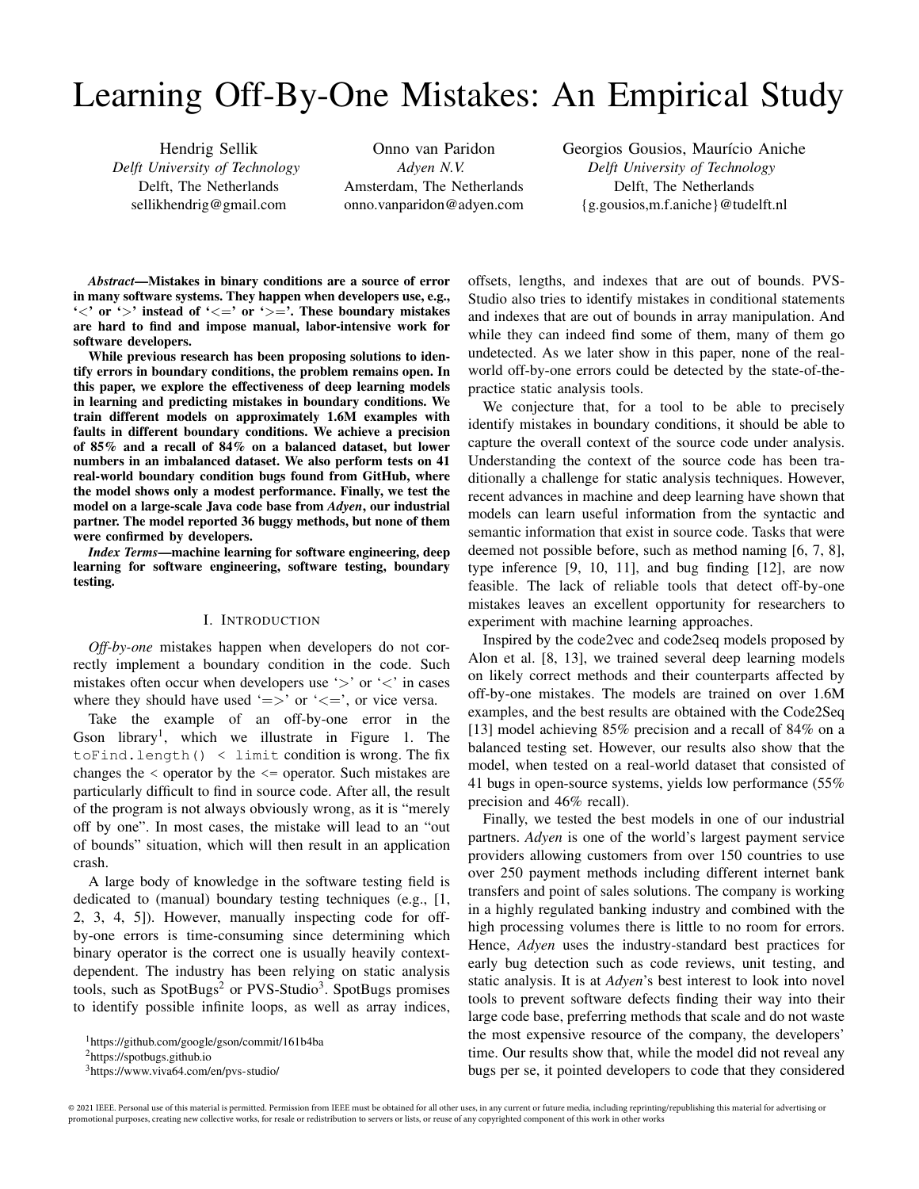# Learning Off-By-One Mistakes: An Empirical Study

Hendrig Sellik
*Delft University of Technology*
Delft, The Netherlands
sellikhendrig@gmail.com

Onno van Paridon
*Adyen N.V.*
Amsterdam, The Netherlands
onno.vanparidon@adyen.com

Georgios Gousios, Maurício Aniche
*Delft University of Technology*
Delft, The Netherlands
{g.gousios,m.f.aniche}@tudelft.nl

***Abstract*—Mistakes in binary conditions are a source of error in many software systems. They happen when developers use, e.g., '<' or '>' instead of '<=' or '>='. These boundary mistakes are hard to find and impose manual, labor-intensive work for software developers.**

**While previous research has been proposing solutions to identify errors in boundary conditions, the problem remains open. In this paper, we explore the effectiveness of deep learning models in learning and predicting mistakes in boundary conditions. We train different models on approximately 1.6M examples with faults in different boundary conditions. We achieve a precision of 85% and a recall of 84% on a balanced dataset, but lower numbers in an imbalanced dataset. We also perform tests on 41 real-world boundary condition bugs found from GitHub, where the model shows only a modest performance. Finally, we test the model on a large-scale Java code base from *Adyen*, our industrial partner. The model reported 36 buggy methods, but none of them were confirmed by developers.**

***Index Terms*—machine learning for software engineering, deep learning for software engineering, software testing, boundary testing.**

## I. Introduction

*Off-by-one* mistakes happen when developers do not correctly implement a boundary condition in the code. Such mistakes often occur when developers use '>' or '<' in cases where they should have used '=>' or '<=', or vice versa.

Take the example of an off-by-one error in the Gson library[1], which we illustrate in Figure 1. The `toFind.length() < limit` condition is wrong. The fix changes the < operator by the <= operator. Such mistakes are particularly difficult to find in source code. After all, the result of the program is not always obviously wrong, as it is "merely off by one". In most cases, the mistake will lead to an "out of bounds" situation, which will then result in an application crash.

A large body of knowledge in the software testing field is dedicated to (manual) boundary testing techniques (e.g., [1, 2, 3, 4, 5]). However, manually inspecting code for off-by-one errors is time-consuming since determining which binary operator is the correct one is usually heavily context-dependent. The industry has been relying on static analysis tools, such as SpotBugs[2] or PVS-Studio[3]. SpotBugs promises to identify possible infinite loops, as well as array indices, offsets, lengths, and indexes that are out of bounds. PVS-Studio also tries to identify mistakes in conditional statements and indexes that are out of bounds in array manipulation. And while they can indeed find some of them, many of them go undetected. As we later show in this paper, none of the real-world off-by-one errors could be detected by the state-of-the-practice static analysis tools.

We conjecture that, for a tool to be able to precisely identify mistakes in boundary conditions, it should be able to capture the overall context of the source code under analysis. Understanding the context of the source code has been traditionally a challenge for static analysis techniques. However, recent advances in machine and deep learning have shown that models can learn useful information from the syntactic and semantic information that exist in source code. Tasks that were deemed not possible before, such as method naming [6, 7, 8], type inference [9, 10, 11], and bug finding [12], are now feasible. The lack of reliable tools that detect off-by-one mistakes leaves an excellent opportunity for researchers to experiment with machine learning approaches.

Inspired by the code2vec and code2seq models proposed by Alon et al. [8, 13], we trained several deep learning models on likely correct methods and their counterparts affected by off-by-one mistakes. The models are trained on over 1.6M examples, and the best results are obtained with the Code2Seq [13] model achieving 85% precision and a recall of 84% on a balanced testing set. However, our results also show that the model, when tested on a real-world dataset that consisted of 41 bugs in open-source systems, yields low performance (55% precision and 46% recall).

Finally, we tested the best models in one of our industrial partners. *Adyen* is one of the world's largest payment service providers allowing customers from over 150 countries to use over 250 payment methods including different internet bank transfers and point of sales solutions. The company is working in a highly regulated banking industry and combined with the high processing volumes there is little to no room for errors. Hence, *Adyen* uses the industry-standard best practices for early bug detection such as code reviews, unit testing, and static analysis. It is at *Adyen*'s best interest to look into novel tools to prevent software defects finding their way into their large code base, preferring methods that scale and do not waste the most expensive resource of the company, the developers' time. Our results show that, while the model did not reveal any bugs per se, it pointed developers to code that they considered

[1] https://github.com/google/gson/commit/161b4ba

[2] https://spotbugs.github.io

[3] https://www.viva64.com/en/pvs-studio/

© 2021 IEEE. Personal use of this material is permitted. Permission from IEEE must be obtained for all other uses, in any current or future media, including reprinting/republishing this material for advertising or promotional purposes, creating new collective works, for resale or redistribution to servers or lists, or reuse of any copyrighted component of this work in other works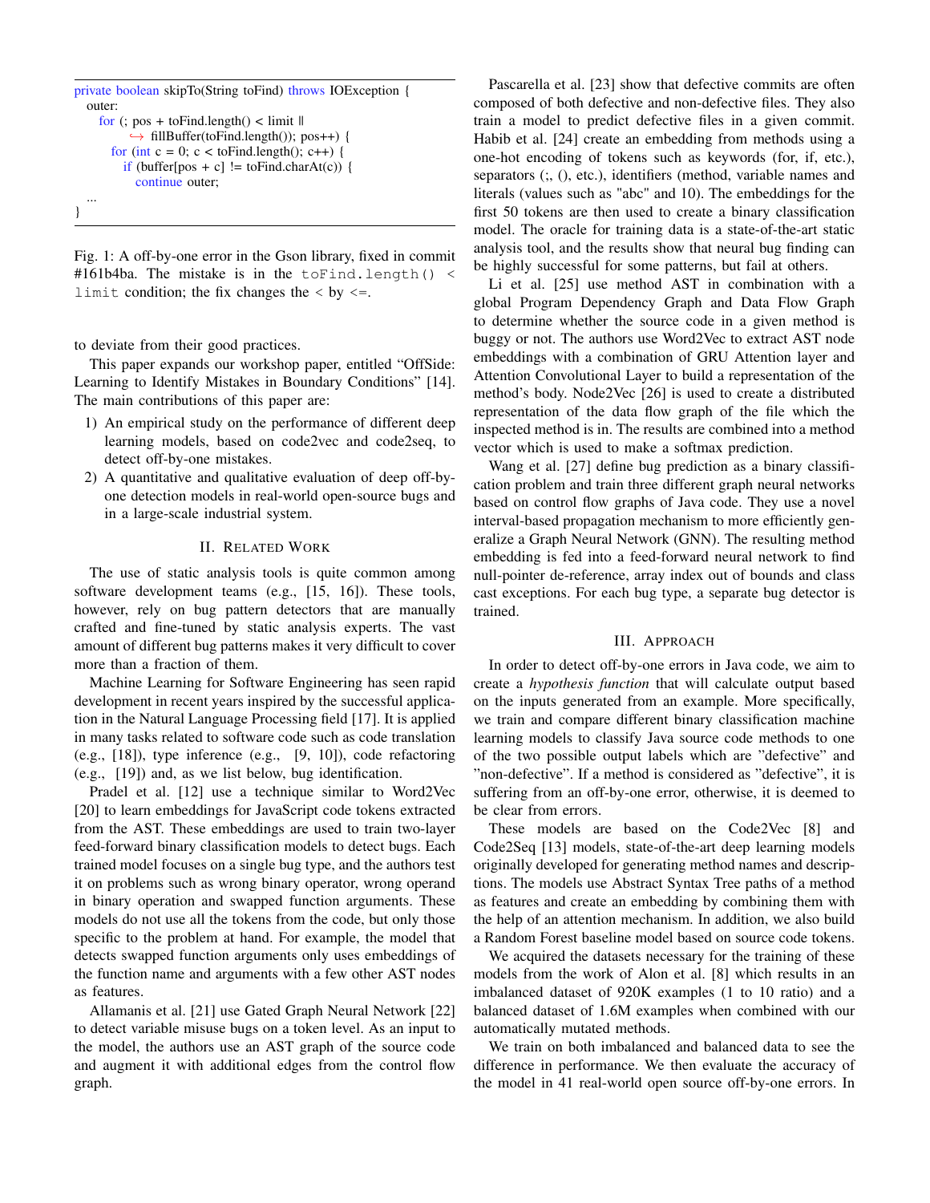```java
private boolean skipTo(String toFind) throws IOException {
  outer:
    for (; pos + toFind.length() < limit ||
          fillBuffer(toFind.length()); pos++) {
      for (int c = 0; c < toFind.length(); c++) {
        if (buffer[pos + c] != toFind.charAt(c)) {
          continue outer;
  ...
}
```

Fig. 1: A off-by-one error in the Gson library, fixed in commit #161b4ba. The mistake is in the `toFind.length() < limit` condition; the fix changes the < by <=.

to deviate from their good practices.

This paper expands our workshop paper, entitled "OffSide: Learning to Identify Mistakes in Boundary Conditions" [14]. The main contributions of this paper are:

1) An empirical study on the performance of different deep learning models, based on code2vec and code2seq, to detect off-by-one mistakes.
2) A quantitative and qualitative evaluation of deep off-by-one detection models in real-world open-source bugs and in a large-scale industrial system.

## II. Related Work

The use of static analysis tools is quite common among software development teams (e.g., [15, 16]). These tools, however, rely on bug pattern detectors that are manually crafted and fine-tuned by static analysis experts. The vast amount of different bug patterns makes it very difficult to cover more than a fraction of them.

Machine Learning for Software Engineering has seen rapid development in recent years inspired by the successful application in the Natural Language Processing field [17]. It is applied in many tasks related to software code such as code translation (e.g., [18]), type inference (e.g., [9, 10]), code refactoring (e.g., [19]) and, as we list below, bug identification.

Pradel et al. [12] use a technique similar to Word2Vec [20] to learn embeddings for JavaScript code tokens extracted from the AST. These embeddings are used to train two-layer feed-forward binary classification models to detect bugs. Each trained model focuses on a single bug type, and the authors test it on problems such as wrong binary operator, wrong operand in binary operation and swapped function arguments. These models do not use all the tokens from the code, but only those specific to the problem at hand. For example, the model that detects swapped function arguments only uses embeddings of the function name and arguments with a few other AST nodes as features.

Allamanis et al. [21] use Gated Graph Neural Network [22] to detect variable misuse bugs on a token level. As an input to the model, the authors use an AST graph of the source code and augment it with additional edges from the control flow graph.

Pascarella et al. [23] show that defective commits are often composed of both defective and non-defective files. They also train a model to predict defective files in a given commit. Habib et al. [24] create an embedding from methods using a one-hot encoding of tokens such as keywords (for, if, etc.), separators (;, (), etc.), identifiers (method, variable names and literals (values such as "abc" and 10). The embeddings for the first 50 tokens are then used to create a binary classification model. The oracle for training data is a state-of-the-art static analysis tool, and the results show that neural bug finding can be highly successful for some patterns, but fail at others.

Li et al. [25] use method AST in combination with a global Program Dependency Graph and Data Flow Graph to determine whether the source code in a given method is buggy or not. The authors use Word2Vec to extract AST node embeddings with a combination of GRU Attention layer and Attention Convolutional Layer to build a representation of the method's body. Node2Vec [26] is used to create a distributed representation of the data flow graph of the file which the inspected method is in. The results are combined into a method vector which is used to make a softmax prediction.

Wang et al. [27] define bug prediction as a binary classification problem and train three different graph neural networks based on control flow graphs of Java code. They use a novel interval-based propagation mechanism to more efficiently generalize a Graph Neural Network (GNN). The resulting method embedding is fed into a feed-forward neural network to find null-pointer de-reference, array index out of bounds and class cast exceptions. For each bug type, a separate bug detector is trained.

## III. Approach

In order to detect off-by-one errors in Java code, we aim to create a *hypothesis function* that will calculate output based on the inputs generated from an example. More specifically, we train and compare different binary classification machine learning models to classify Java source code methods to one of the two possible output labels which are "defective" and "non-defective". If a method is considered as "defective", it is suffering from an off-by-one error, otherwise, it is deemed to be clear from errors.

These models are based on the Code2Vec [8] and Code2Seq [13] models, state-of-the-art deep learning models originally developed for generating method names and descriptions. The models use Abstract Syntax Tree paths of a method as features and create an embedding by combining them with the help of an attention mechanism. In addition, we also build a Random Forest baseline model based on source code tokens.

We acquired the datasets necessary for the training of these models from the work of Alon et al. [8] which results in an imbalanced dataset of 920K examples (1 to 10 ratio) and a balanced dataset of 1.6M examples when combined with our automatically mutated methods.

We train on both imbalanced and balanced data to see the difference in performance. We then evaluate the accuracy of the model in 41 real-world open source off-by-one errors. In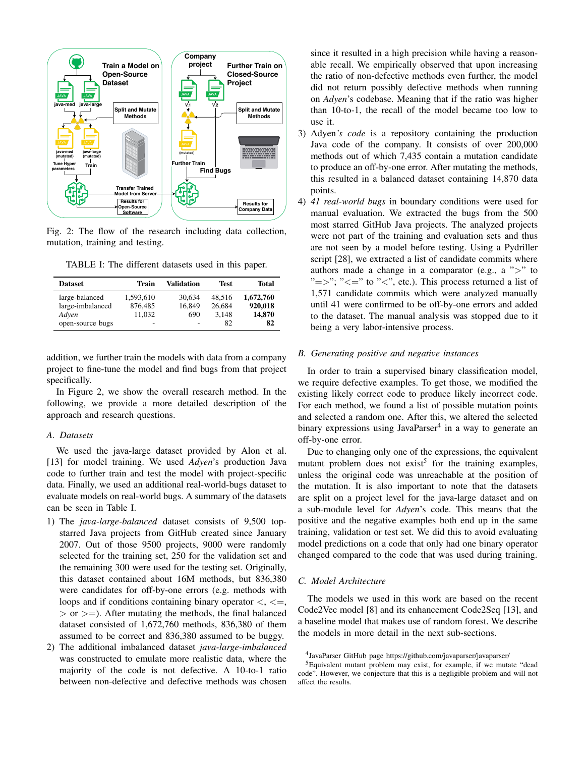Fig. 2: The flow of the research including data collection, mutation, training and testing.

TABLE I: The different datasets used in this paper.

| Dataset | Train | Validation | Test | Total |
|---|---|---|---|---|
| large-balanced | 1,593,610 | 30,634 | 48,516 | **1,672,760** |
| large-imbalanced | 876,485 | 16,849 | 26,684 | **920,018** |
| *Adyen* | 11,032 | 690 | 3,148 | **14,870** |
| open-source bugs | - | - | 82 | **82** |

addition, we further train the models with data from a company project to fine-tune the model and find bugs from that project specifically.

In Figure 2, we show the overall research method. In the following, we provide a more detailed description of the approach and research questions.

### A. Datasets

We used the java-large dataset provided by Alon et al. [13] for model training. We used *Adyen*'s production Java code to further train and test the model with project-specific data. Finally, we used an additional real-world-bugs dataset to evaluate models on real-world bugs. A summary of the datasets can be seen in Table I.

1) The *java-large-balanced* dataset consists of 9,500 top-starred Java projects from GitHub created since January 2007. Out of those 9500 projects, 9000 were randomly selected for the training set, 250 for the validation set and the remaining 300 were used for the testing set. Originally, this dataset contained about 16M methods, but 836,380 were candidates for off-by-one errors (e.g. methods with loops and if conditions containing binary operator <, <=, > or >=). After mutating the methods, the final balanced dataset consisted of 1,672,760 methods, 836,380 of them assumed to be correct and 836,380 assumed to be buggy.
2) The additional imbalanced dataset *java-large-imbalanced* was constructed to emulate more realistic data, where the majority of the code is not defective. A 10-to-1 ratio between non-defective and defective methods was chosen since it resulted in a high precision while having a reasonable recall. We empirically observed that upon increasing the ratio of non-defective methods even further, the model did not return possibly defective methods when running on *Adyen*'s codebase. Meaning that if the ratio was higher than 10-to-1, the recall of the model became too low to use it.
3) Adyen*'s code* is a repository containing the production Java code of the company. It consists of over 200,000 methods out of which 7,435 contain a mutation candidate to produce an off-by-one error. After mutating the methods, this resulted in a balanced dataset containing 14,870 data points.
4) *41 real-world bugs* in boundary conditions were used for manual evaluation. We extracted the bugs from the 500 most starred GitHub Java projects. The analyzed projects were not part of the training and evaluation sets and thus are not seen by a model before testing. Using a Pydriller script [28], we extracted a list of candidate commits where authors made a change in a comparator (e.g., a ">" to "=>"; "<=" to "<", etc.). This process returned a list of 1,571 candidate commits which were analyzed manually until 41 were confirmed to be off-by-one errors and added to the dataset. The manual analysis was stopped due to it being a very labor-intensive process.

### B. Generating positive and negative instances

In order to train a supervised binary classification model, we require defective examples. To get those, we modified the existing likely correct code to produce likely incorrect code. For each method, we found a list of possible mutation points and selected a random one. After this, we altered the selected binary expressions using JavaParser[4] in a way to generate an off-by-one error.

Due to changing only one of the expressions, the equivalent mutant problem does not exist[5] for the training examples, unless the original code was unreachable at the position of the mutation. It is also important to note that the datasets are split on a project level for the java-large dataset and on a sub-module level for *Adyen*'s code. This means that the positive and the negative examples both end up in the same training, validation or test set. We did this to avoid evaluating model predictions on a code that only had one binary operator changed compared to the code that was used during training.

### C. Model Architecture

The models we used in this work are based on the recent Code2Vec model [8] and its enhancement Code2Seq [13], and a baseline model that makes use of random forest. We describe the models in more detail in the next sub-sections.

[4] JavaParser GitHub page https://github.com/javaparser/javaparser/

[5] Equivalent mutant problem may exist, for example, if we mutate "dead code". However, we conjecture that this is a negligible problem and will not affect the results.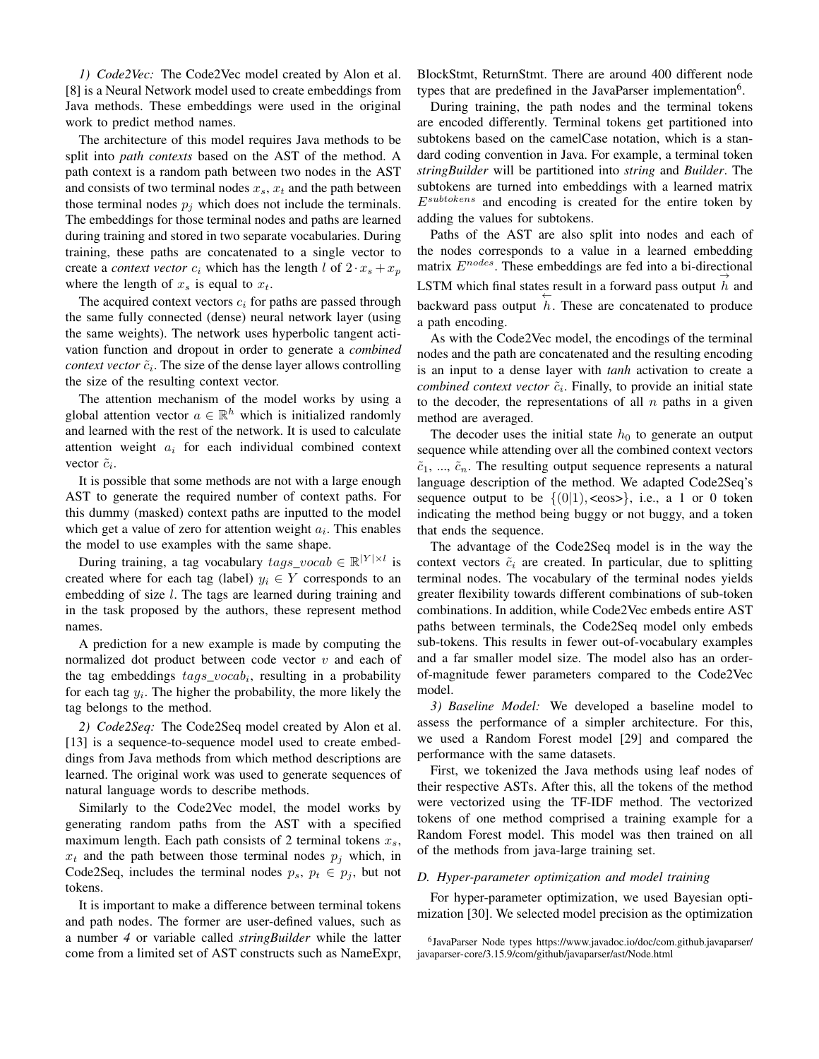*1) Code2Vec:* The Code2Vec model created by Alon et al. [8] is a Neural Network model used to create embeddings from Java methods. These embeddings were used in the original work to predict method names.

The architecture of this model requires Java methods to be split into *path contexts* based on the AST of the method. A path context is a random path between two nodes in the AST and consists of two terminal nodes $x_s$, $x_t$ and the path between those terminal nodes $p_j$ which does not include the terminals. The embeddings for those terminal nodes and paths are learned during training and stored in two separate vocabularies. During training, these paths are concatenated to a single vector to create a *context vector* $c_i$ which has the length $l$ of $2 \cdot x_s + x_p$ where the length of $x_s$ is equal to $x_t$.

The acquired context vectors $c_i$ for paths are passed through the same fully connected (dense) neural network layer (using the same weights). The network uses hyperbolic tangent activation function and dropout in order to generate a *combined context vector* $\tilde{c}_i$. The size of the dense layer allows controlling the size of the resulting context vector.

The attention mechanism of the model works by using a global attention vector $a \in \mathbb{R}^h$ which is initialized randomly and learned with the rest of the network. It is used to calculate attention weight $a_i$ for each individual combined context vector $\tilde{c}_i$.

It is possible that some methods are not with a large enough AST to generate the required number of context paths. For this dummy (masked) context paths are inputted to the model which get a value of zero for attention weight $a_i$. This enables the model to use examples with the same shape.

During training, a tag vocabulary $tags\_vocab \in \mathbb{R}^{|Y| \times l}$ is created where for each tag (label) $y_i \in Y$ corresponds to an embedding of size $l$. The tags are learned during training and in the task proposed by the authors, these represent method names.

A prediction for a new example is made by computing the normalized dot product between code vector $v$ and each of the tag embeddings $tags\_vocab_i$, resulting in a probability for each tag $y_i$. The higher the probability, the more likely the tag belongs to the method.

*2) Code2Seq:* The Code2Seq model created by Alon et al. [13] is a sequence-to-sequence model used to create embeddings from Java methods from which method descriptions are learned. The original work was used to generate sequences of natural language words to describe methods.

Similarly to the Code2Vec model, the model works by generating random paths from the AST with a specified maximum length. Each path consists of 2 terminal tokens $x_s$, $x_t$ and the path between those terminal nodes $p_j$ which, in Code2Seq, includes the terminal nodes $p_s$, $p_t \in p_j$, but not tokens.

It is important to make a difference between terminal tokens and path nodes. The former are user-defined values, such as a number *4* or variable called *stringBuilder* while the latter come from a limited set of AST constructs such as NameExpr, BlockStmt, ReturnStmt. There are around 400 different node types that are predefined in the JavaParser implementation[6].

During training, the path nodes and the terminal tokens are encoded differently. Terminal tokens get partitioned into subtokens based on the camelCase notation, which is a standard coding convention in Java. For example, a terminal token *stringBuilder* will be partitioned into *string* and *Builder*. The subtokens are turned into embeddings with a learned matrix $E^{subtokens}$ and encoding is created for the entire token by adding the values for subtokens.

Paths of the AST are also split into nodes and each of the nodes corresponds to a value in a learned embedding matrix $E^{nodes}$. These embeddings are fed into a bi-directional LSTM which final states result in a forward pass output $\overrightarrow{h}$ and backward pass output $\overleftarrow{h}$. These are concatenated to produce a path encoding.

As with the Code2Vec model, the encodings of the terminal nodes and the path are concatenated and the resulting encoding is an input to a dense layer with *tanh* activation to create a *combined context vector* $\tilde{c}_i$. Finally, to provide an initial state to the decoder, the representations of all $n$ paths in a given method are averaged.

The decoder uses the initial state $h_0$ to generate an output sequence while attending over all the combined context vectors $\tilde{c}_1$, ..., $\tilde{c}_n$. The resulting output sequence represents a natural language description of the method. We adapted Code2Seq's sequence output to be $\{(0|1), \text{<eos>}\}$, i.e., a 1 or 0 token indicating the method being buggy or not buggy, and a token that ends the sequence.

The advantage of the Code2Seq model is in the way the context vectors $\tilde{c}_i$ are created. In particular, due to splitting terminal nodes. The vocabulary of the terminal nodes yields greater flexibility towards different combinations of sub-token combinations. In addition, while Code2Vec embeds entire AST paths between terminals, the Code2Seq model only embeds sub-tokens. This results in fewer out-of-vocabulary examples and a far smaller model size. The model also has an order-of-magnitude fewer parameters compared to the Code2Vec model.

*3) Baseline Model:* We developed a baseline model to assess the performance of a simpler architecture. For this, we used a Random Forest model [29] and compared the performance with the same datasets.

First, we tokenized the Java methods using leaf nodes of their respective ASTs. After this, all the tokens of the method were vectorized using the TF-IDF method. The vectorized tokens of one method comprised a training example for a Random Forest model. This model was then trained on all of the methods from java-large training set.

### *D. Hyper-parameter optimization and model training*

For hyper-parameter optimization, we used Bayesian optimization [30]. We selected model precision as the optimization

[6]JavaParser Node types https://www.javadoc.io/doc/com.github.javaparser/javaparser-core/3.15.9/com/github/javaparser/ast/Node.html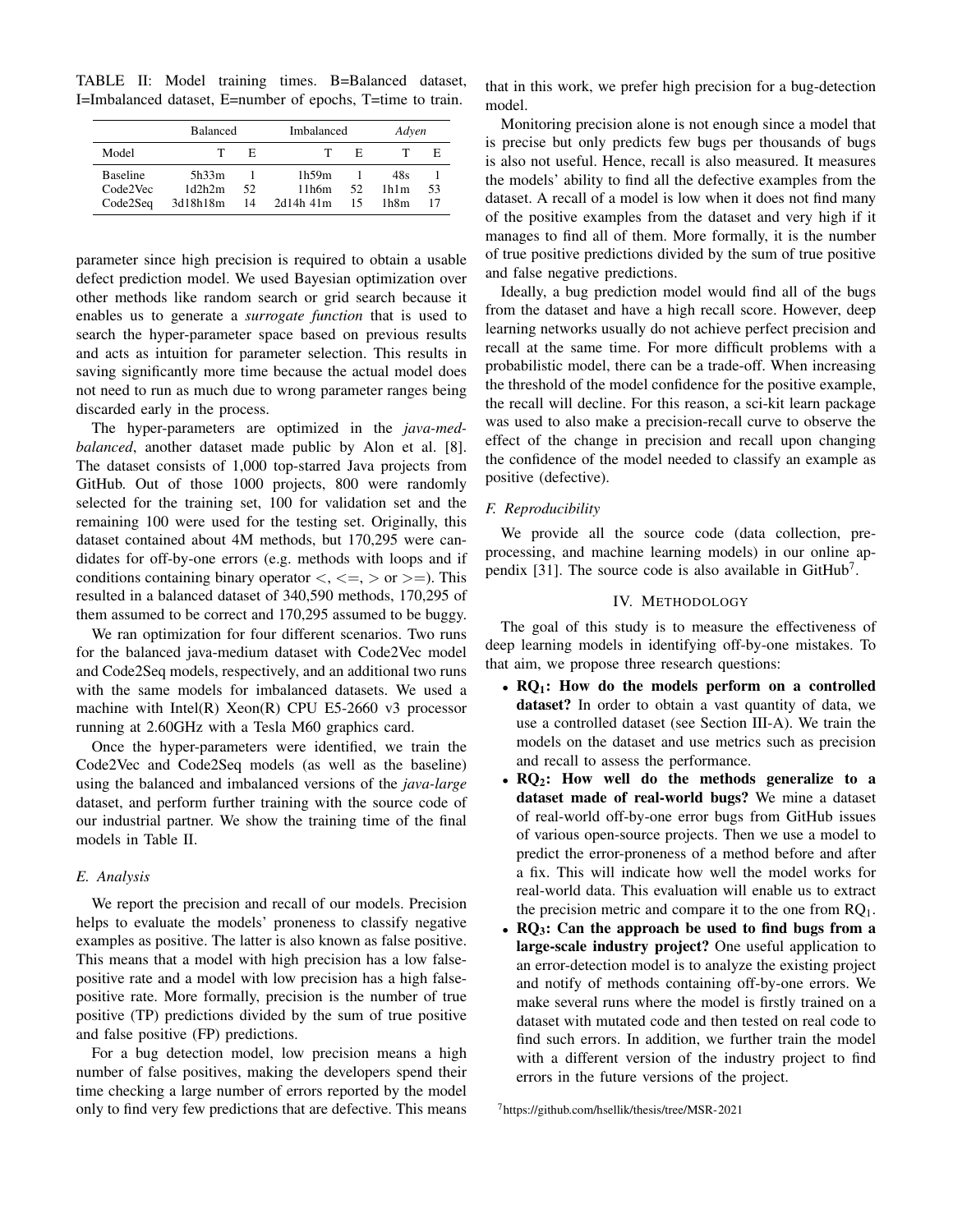TABLE II: Model training times. B=Balanced dataset, I=Imbalanced dataset, E=number of epochs, T=time to train.

| | Balanced | | Imbalanced | | *Adyen* | |
|---|---|---|---|---|---|---|
| Model | T | E | T | E | T | E |
| Baseline | 5h33m | 1 | 1h59m | 1 | 48s | 1 |
| Code2Vec | 1d2h2m | 52 | 11h6m | 52 | 1h1m | 53 |
| Code2Seq | 3d18h18m | 14 | 2d14h 41m | 15 | 1h8m | 17 |

parameter since high precision is required to obtain a usable defect prediction model. We used Bayesian optimization over other methods like random search or grid search because it enables us to generate a *surrogate function* that is used to search the hyper-parameter space based on previous results and acts as intuition for parameter selection. This results in saving significantly more time because the actual model does not need to run as much due to wrong parameter ranges being discarded early in the process.

The hyper-parameters are optimized in the *java-med-balanced*, another dataset made public by Alon et al. [8]. The dataset consists of 1,000 top-starred Java projects from GitHub. Out of those 1000 projects, 800 were randomly selected for the training set, 100 for validation set and the remaining 100 were used for the testing set. Originally, this dataset contained about 4M methods, but 170,295 were candidates for off-by-one errors (e.g. methods with loops and if conditions containing binary operator $<$, $<=$, $>$ or $>=$). This resulted in a balanced dataset of 340,590 methods, 170,295 of them assumed to be correct and 170,295 assumed to be buggy.

We ran optimization for four different scenarios. Two runs for the balanced java-medium dataset with Code2Vec model and Code2Seq models, respectively, and an additional two runs with the same models for imbalanced datasets. We used a machine with Intel(R) Xeon(R) CPU E5-2660 v3 processor running at 2.60GHz with a Tesla M60 graphics card.

Once the hyper-parameters were identified, we train the Code2Vec and Code2Seq models (as well as the baseline) using the balanced and imbalanced versions of the *java-large* dataset, and perform further training with the source code of our industrial partner. We show the training time of the final models in Table II.

### E. Analysis

We report the precision and recall of our models. Precision helps to evaluate the models' proneness to classify negative examples as positive. The latter is also known as false positive. This means that a model with high precision has a low false-positive rate and a model with low precision has a high false-positive rate. More formally, precision is the number of true positive (TP) predictions divided by the sum of true positive and false positive (FP) predictions.

For a bug detection model, low precision means a high number of false positives, making the developers spend their time checking a large number of errors reported by the model only to find very few predictions that are defective. This means that in this work, we prefer high precision for a bug-detection model.

Monitoring precision alone is not enough since a model that is precise but only predicts few bugs per thousands of bugs is also not useful. Hence, recall is also measured. It measures the models' ability to find all the defective examples from the dataset. A recall of a model is low when it does not find many of the positive examples from the dataset and very high if it manages to find all of them. More formally, it is the number of true positive predictions divided by the sum of true positive and false negative predictions.

Ideally, a bug prediction model would find all of the bugs from the dataset and have a high recall score. However, deep learning networks usually do not achieve perfect precision and recall at the same time. For more difficult problems with a probabilistic model, there can be a trade-off. When increasing the threshold of the model confidence for the positive example, the recall will decline. For this reason, a sci-kit learn package was used to also make a precision-recall curve to observe the effect of the change in precision and recall upon changing the confidence of the model needed to classify an example as positive (defective).

### F. Reproducibility

We provide all the source code (data collection, pre-processing, and machine learning models) in our online appendix [31]. The source code is also available in GitHub[7].

## IV. Methodology

The goal of this study is to measure the effectiveness of deep learning models in identifying off-by-one mistakes. To that aim, we propose three research questions:

- **RQ$_1$: How do the models perform on a controlled dataset?** In order to obtain a vast quantity of data, we use a controlled dataset (see Section III-A). We train the models on the dataset and use metrics such as precision and recall to assess the performance.
- **RQ$_2$: How well do the methods generalize to a dataset made of real-world bugs?** We mine a dataset of real-world off-by-one error bugs from GitHub issues of various open-source projects. Then we use a model to predict the error-proneness of a method before and after a fix. This will indicate how well the model works for real-world data. This evaluation will enable us to extract the precision metric and compare it to the one from RQ$_1$.
- **RQ$_3$: Can the approach be used to find bugs from a large-scale industry project?** One useful application to an error-detection model is to analyze the existing project and notify of methods containing off-by-one errors. We make several runs where the model is firstly trained on a dataset with mutated code and then tested on real code to find such errors. In addition, we further train the model with a different version of the industry project to find errors in the future versions of the project.

[7]https://github.com/hsellik/thesis/tree/MSR-2021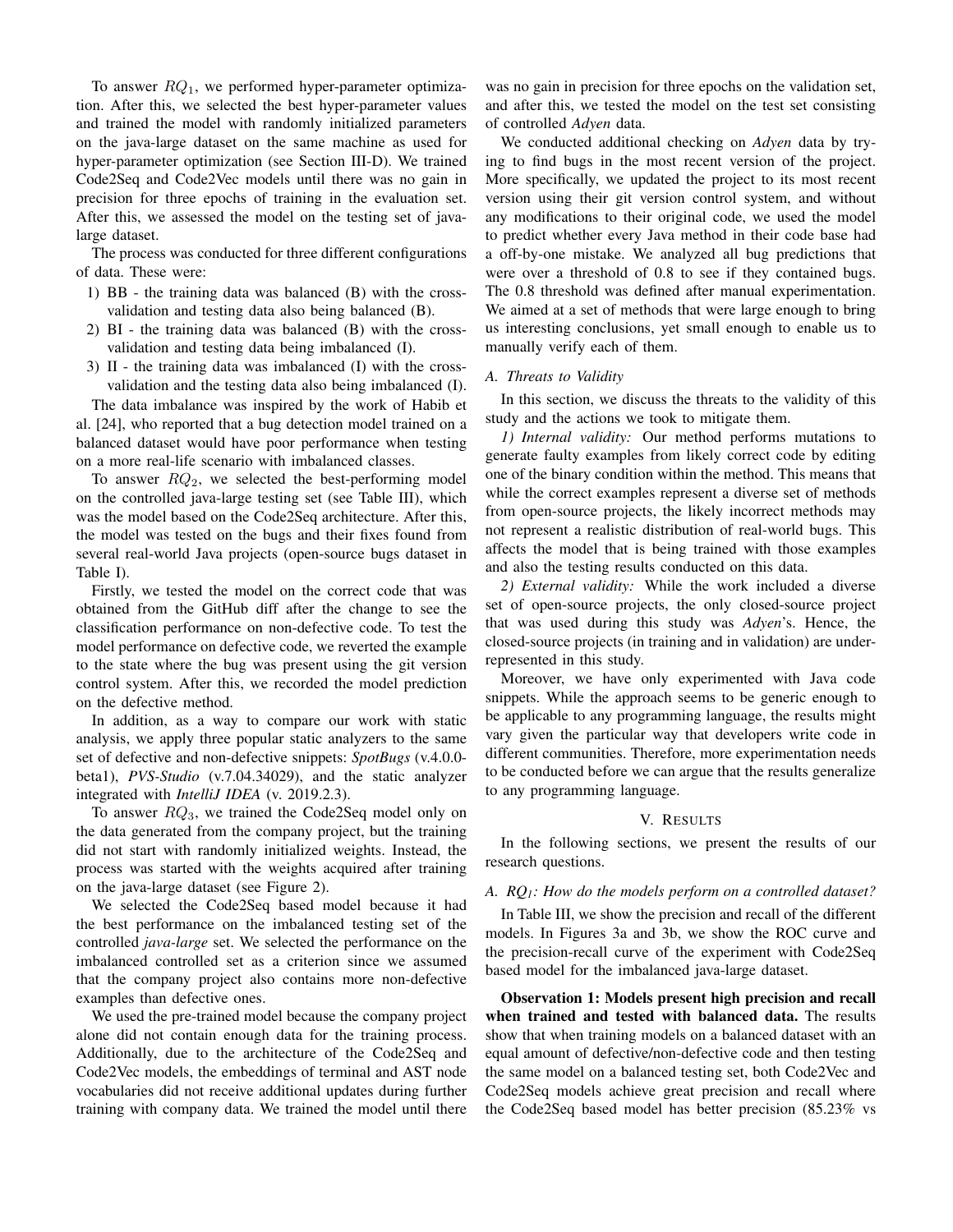To answer $RQ_1$, we performed hyper-parameter optimization. After this, we selected the best hyper-parameter values and trained the model with randomly initialized parameters on the java-large dataset on the same machine as used for hyper-parameter optimization (see Section III-D). We trained Code2Seq and Code2Vec models until there was no gain in precision for three epochs of training in the evaluation set. After this, we assessed the model on the testing set of java-large dataset.

The process was conducted for three different configurations of data. These were:

1) BB - the training data was balanced (B) with the cross-validation and testing data also being balanced (B).
2) BI - the training data was balanced (B) with the cross-validation and testing data being imbalanced (I).
3) II - the training data was imbalanced (I) with the cross-validation and the testing data also being imbalanced (I).

The data imbalance was inspired by the work of Habib et al. [24], who reported that a bug detection model trained on a balanced dataset would have poor performance when testing on a more real-life scenario with imbalanced classes.

To answer $RQ_2$, we selected the best-performing model on the controlled java-large testing set (see Table III), which was the model based on the Code2Seq architecture. After this, the model was tested on the bugs and their fixes found from several real-world Java projects (open-source bugs dataset in Table I).

Firstly, we tested the model on the correct code that was obtained from the GitHub diff after the change to see the classification performance on non-defective code. To test the model performance on defective code, we reverted the example to the state where the bug was present using the git version control system. After this, we recorded the model prediction on the defective method.

In addition, as a way to compare our work with static analysis, we apply three popular static analyzers to the same set of defective and non-defective snippets: *SpotBugs* (v.4.0.0-beta1), *PVS-Studio* (v.7.04.34029), and the static analyzer integrated with *IntelliJ IDEA* (v. 2019.2.3).

To answer $RQ_3$, we trained the Code2Seq model only on the data generated from the company project, but the training did not start with randomly initialized weights. Instead, the process was started with the weights acquired after training on the java-large dataset (see Figure 2).

We selected the Code2Seq based model because it had the best performance on the imbalanced testing set of the controlled *java-large* set. We selected the performance on the imbalanced controlled set as a criterion since we assumed that the company project also contains more non-defective examples than defective ones.

We used the pre-trained model because the company project alone did not contain enough data for the training process. Additionally, due to the architecture of the Code2Seq and Code2Vec models, the embeddings of terminal and AST node vocabularies did not receive additional updates during further training with company data. We trained the model until there was no gain in precision for three epochs on the validation set, and after this, we tested the model on the test set consisting of controlled *Adyen* data.

We conducted additional checking on *Adyen* data by trying to find bugs in the most recent version of the project. More specifically, we updated the project to its most recent version using their git version control system, and without any modifications to their original code, we used the model to predict whether every Java method in their code base had a off-by-one mistake. We analyzed all bug predictions that were over a threshold of 0.8 to see if they contained bugs. The 0.8 threshold was defined after manual experimentation. We aimed at a set of methods that were large enough to bring us interesting conclusions, yet small enough to enable us to manually verify each of them.

### A. Threats to Validity

In this section, we discuss the threats to the validity of this study and the actions we took to mitigate them.

*1) Internal validity:* Our method performs mutations to generate faulty examples from likely correct code by editing one of the binary condition within the method. This means that while the correct examples represent a diverse set of methods from open-source projects, the likely incorrect methods may not represent a realistic distribution of real-world bugs. This affects the model that is being trained with those examples and also the testing results conducted on this data.

*2) External validity:* While the work included a diverse set of open-source projects, the only closed-source project that was used during this study was *Adyen*'s. Hence, the closed-source projects (in training and in validation) are under-represented in this study.

Moreover, we have only experimented with Java code snippets. While the approach seems to be generic enough to be applicable to any programming language, the results might vary given the particular way that developers write code in different communities. Therefore, more experimentation needs to be conducted before we can argue that the results generalize to any programming language.

## V. Results

In the following sections, we present the results of our research questions.

### A. $RQ_1$: How do the models perform on a controlled dataset?

In Table III, we show the precision and recall of the different models. In Figures 3a and 3b, we show the ROC curve and the precision-recall curve of the experiment with Code2Seq based model for the imbalanced java-large dataset.

**Observation 1: Models present high precision and recall when trained and tested with balanced data.** The results show that when training models on a balanced dataset with an equal amount of defective/non-defective code and then testing the same model on a balanced testing set, both Code2Vec and Code2Seq models achieve great precision and recall where the Code2Seq based model has better precision (85.23% vs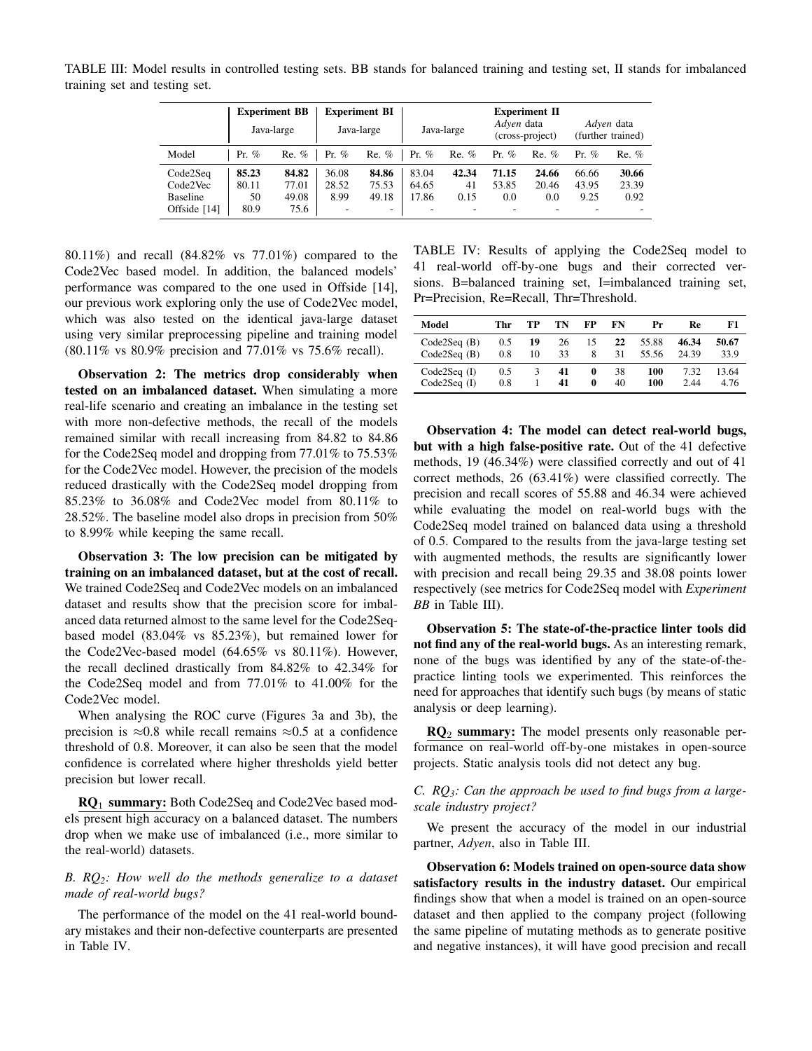TABLE III: Model results in controlled testing sets. BB stands for balanced training and testing set, II stands for imbalanced training set and testing set.

| | Experiment BB | | Experiment BI | | Experiment II | | | | | |
|---|---|---|---|---|---|---|---|---|---|---|
| | Java-large | | Java-large | | Java-large | | *Adyen* data (cross-project) | | *Adyen* data (further trained) | |
| Model | Pr. % | Re. % | Pr. % | Re. % | Pr. % | Re. % | Pr. % | Re. % | Pr. % | Re. % |
| Code2Seq | **85.23** | **84.82** | 36.08 | **84.86** | 83.04 | **42.34** | **71.15** | **24.66** | 66.66 | **30.66** |
| Code2Vec | 80.11 | 77.01 | 28.52 | 75.53 | 64.65 | 41 | 53.85 | 20.46 | 43.95 | 23.39 |
| Baseline | 50 | 49.08 | 8.99 | 49.18 | 17.86 | 0.15 | 0.0 | 0.0 | 9.25 | 0.92 |
| Offside [14] | 80.9 | 75.6 | - | - | - | - | - | - | - | - |

80.11%) and recall (84.82% vs 77.01%) compared to the Code2Vec based model. In addition, the balanced models' performance was compared to the one used in Offside [14], our previous work exploring only the use of Code2Vec model, which was also tested on the identical java-large dataset using very similar preprocessing pipeline and training model (80.11% vs 80.9% precision and 77.01% vs 75.6% recall).

**Observation 2: The metrics drop considerably when tested on an imbalanced dataset.** When simulating a more real-life scenario and creating an imbalance in the testing set with more non-defective methods, the recall of the models remained similar with recall increasing from 84.82 to 84.86 for the Code2Seq model and dropping from 77.01% to 75.53% for the Code2Vec model. However, the precision of the models reduced drastically with the Code2Seq model dropping from 85.23% to 36.08% and Code2Vec model from 80.11% to 28.52%. The baseline model also drops in precision from 50% to 8.99% while keeping the same recall.

**Observation 3: The low precision can be mitigated by training on an imbalanced dataset, but at the cost of recall.** We trained Code2Seq and Code2Vec models on an imbalanced dataset and results show that the precision score for imbalanced data returned almost to the same level for the Code2Seq-based model (83.04% vs 85.23%), but remained lower for the Code2Vec-based model (64.65% vs 80.11%). However, the recall declined drastically from 84.82% to 42.34% for the Code2Seq model and from 77.01% to 41.00% for the Code2Vec model.

When analysing the ROC curve (Figures 3a and 3b), the precision is $\approx$0.8 while recall remains $\approx$0.5 at a confidence threshold of 0.8. Moreover, it can also be seen that the model confidence is correlated where higher thresholds yield better precision but lower recall.

**RQ$_1$ summary:** Both Code2Seq and Code2Vec based models present high accuracy on a balanced dataset. The numbers drop when we make use of imbalanced (i.e., more similar to the real-world) datasets.

### *B. RQ$_2$: How well do the methods generalize to a dataset made of real-world bugs?*

The performance of the model on the 41 real-world boundary mistakes and their non-defective counterparts are presented in Table IV.

TABLE IV: Results of applying the Code2Seq model to 41 real-world off-by-one bugs and their corrected versions. B=balanced training set, I=imbalanced training set, Pr=Precision, Re=Recall, Thr=Threshold.

| Model | Thr | TP | TN | FP | FN | Pr | Re | F1 |
|---|---|---|---|---|---|---|---|---|
| Code2Seq (B) | 0.5 | **19** | 26 | 15 | **22** | 55.88 | **46.34** | **50.67** |
| Code2Seq (B) | 0.8 | 10 | 33 | 8 | 31 | 55.56 | 24.39 | 33.9 |
| Code2Seq (I) | 0.5 | 3 | **41** | **0** | 38 | **100** | 7.32 | 13.64 |
| Code2Seq (I) | 0.8 | 1 | **41** | **0** | 40 | **100** | 2.44 | 4.76 |

**Observation 4: The model can detect real-world bugs, but with a high false-positive rate.** Out of the 41 defective methods, 19 (46.34%) were classified correctly and out of 41 correct methods, 26 (63.41%) were classified correctly. The precision and recall scores of 55.88 and 46.34 were achieved while evaluating the model on real-world bugs with the Code2Seq model trained on balanced data using a threshold of 0.5. Compared to the results from the java-large testing set with augmented methods, the results are significantly lower with precision and recall being 29.35 and 38.08 points lower respectively (see metrics for Code2Seq model with *Experiment BB* in Table III).

**Observation 5: The state-of-the-practice linter tools did not find any of the real-world bugs.** As an interesting remark, none of the bugs was identified by any of the state-of-the-practice linting tools we experimented. This reinforces the need for approaches that identify such bugs (by means of static analysis or deep learning).

**RQ$_2$ summary:** The model presents only reasonable performance on real-world off-by-one mistakes in open-source projects. Static analysis tools did not detect any bug.

### *C. RQ$_3$: Can the approach be used to find bugs from a large-scale industry project?*

We present the accuracy of the model in our industrial partner, *Adyen*, also in Table III.

**Observation 6: Models trained on open-source data show satisfactory results in the industry dataset.** Our empirical findings show that when a model is trained on an open-source dataset and then applied to the company project (following the same pipeline of mutating methods as to generate positive and negative instances), it will have good precision and recall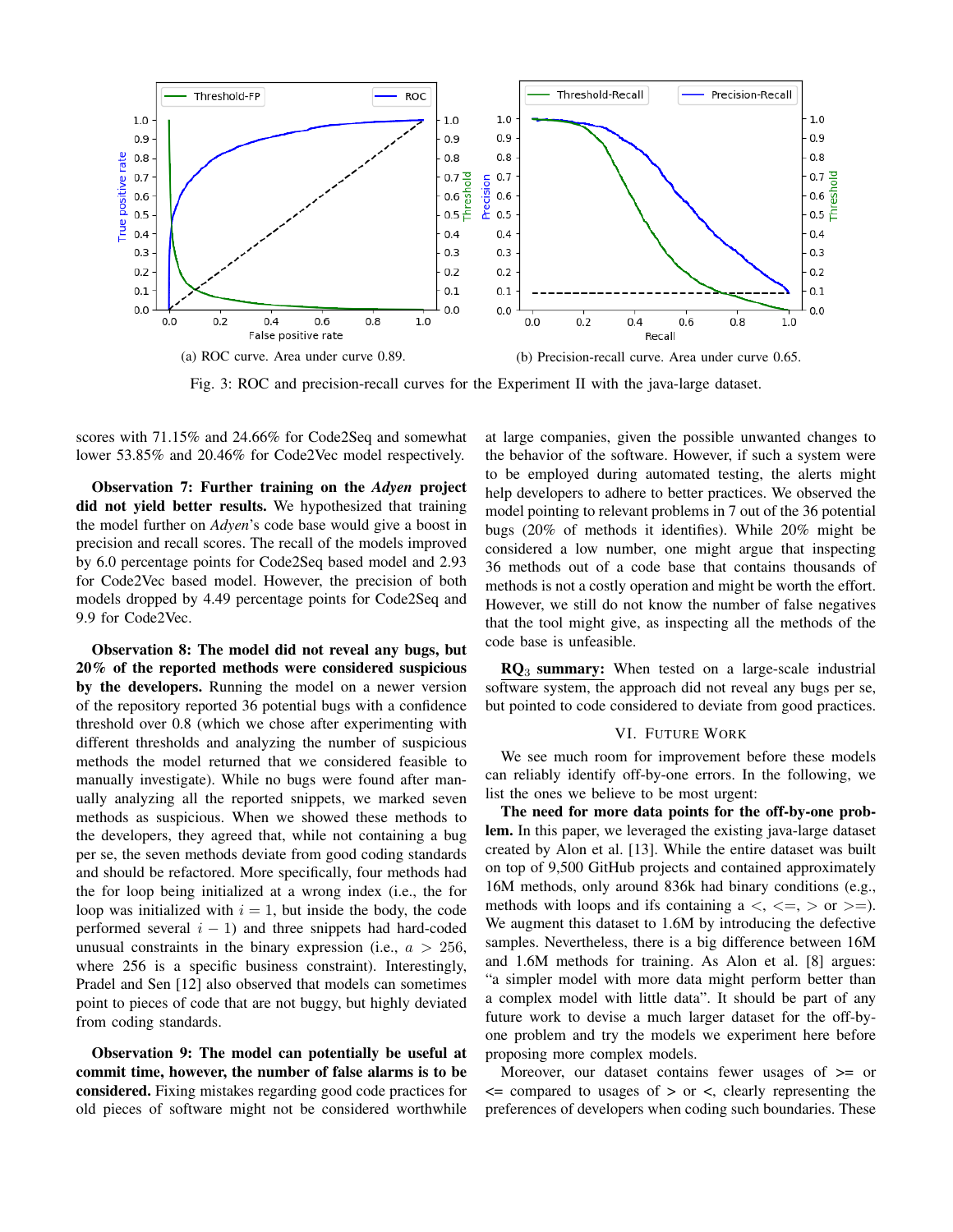(a) ROC curve. Area under curve 0.89.

(b) Precision-recall curve. Area under curve 0.65.

Fig. 3: ROC and precision-recall curves for the Experiment II with the java-large dataset.

scores with 71.15% and 24.66% for Code2Seq and somewhat lower 53.85% and 20.46% for Code2Vec model respectively.

**Observation 7: Further training on the *Adyen* project did not yield better results.** We hypothesized that training the model further on *Adyen*'s code base would give a boost in precision and recall scores. The recall of the models improved by 6.0 percentage points for Code2Seq based model and 2.93 for Code2Vec based model. However, the precision of both models dropped by 4.49 percentage points for Code2Seq and 9.9 for Code2Vec.

**Observation 8: The model did not reveal any bugs, but 20% of the reported methods were considered suspicious by the developers.** Running the model on a newer version of the repository reported 36 potential bugs with a confidence threshold over 0.8 (which we chose after experimenting with different thresholds and analyzing the number of suspicious methods the model returned that we considered feasible to manually investigate). While no bugs were found after manually analyzing all the reported snippets, we marked seven methods as suspicious. When we showed these methods to the developers, they agreed that, while not containing a bug per se, the seven methods deviate from good coding standards and should be refactored. More specifically, four methods had the for loop being initialized at a wrong index (i.e., the for loop was initialized with $i = 1$, but inside the body, the code performed several $i - 1$) and three snippets had hard-coded unusual constraints in the binary expression (i.e., $a > 256$, where 256 is a specific business constraint). Interestingly, Pradel and Sen [12] also observed that models can sometimes point to pieces of code that are not buggy, but highly deviated from coding standards.

**Observation 9: The model can potentially be useful at commit time, however, the number of false alarms is to be considered.** Fixing mistakes regarding good code practices for old pieces of software might not be considered worthwhile at large companies, given the possible unwanted changes to the behavior of the software. However, if such a system were to be employed during automated testing, the alerts might help developers to adhere to better practices. We observed the model pointing to relevant problems in 7 out of the 36 potential bugs (20% of methods it identifies). While 20% might be considered a low number, one might argue that inspecting 36 methods out of a code base that contains thousands of methods is not a costly operation and might be worth the effort. However, we still do not know the number of false negatives that the tool might give, as inspecting all the methods of the code base is unfeasible.

**RQ$_3$ summary:** When tested on a large-scale industrial software system, the approach did not reveal any bugs per se, but pointed to code considered to deviate from good practices.

## VI. Future Work

We see much room for improvement before these models can reliably identify off-by-one errors. In the following, we list the ones we believe to be most urgent:

**The need for more data points for the off-by-one problem.** In this paper, we leveraged the existing java-large dataset created by Alon et al. [13]. While the entire dataset was built on top of 9,500 GitHub projects and contained approximately 16M methods, only around 836k had binary conditions (e.g., methods with loops and ifs containing a $<$, $<=$, $>$ or $>=$). We augment this dataset to 1.6M by introducing the defective samples. Nevertheless, there is a big difference between 16M and 1.6M methods for training. As Alon et al. [8] argues: "a simpler model with more data might perform better than a complex model with little data". It should be part of any future work to devise a much larger dataset for the off-by-one problem and try the models we experiment here before proposing more complex models.

Moreover, our dataset contains fewer usages of $>=$ or $<=$ compared to usages of $>$ or $<$, clearly representing the preferences of developers when coding such boundaries. These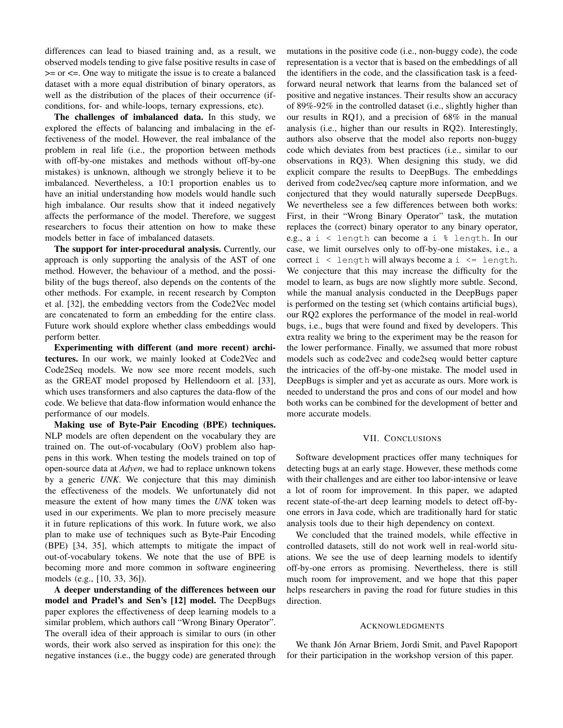differences can lead to biased training and, as a result, we observed models tending to give false positive results in case of >= or <=. One way to mitigate the issue is to create a balanced dataset with a more equal distribution of binary operators, as well as the distribution of the places of their occurrence (if-conditions, for- and while-loops, ternary expressions, etc).

**The challenges of imbalanced data.** In this study, we explored the effects of balancing and imbalacing in the effectiveness of the model. However, the real imbalance of the problem in real life (i.e., the proportion between methods with off-by-one mistakes and methods without off-by-one mistakes) is unknown, although we strongly believe it to be imbalanced. Nevertheless, a 10:1 proportion enables us to have an initial understanding how models would handle such high imbalance. Our results show that it indeed negatively affects the performance of the model. Therefore, we suggest researchers to focus their attention on how to make these models better in face of imbalanced datasets.

**The support for inter-procedural analysis.** Currently, our approach is only supporting the analysis of the AST of one method. However, the behaviour of a method, and the possibility of the bugs thereof, also depends on the contents of the other methods. For example, in recent research by Compton et al. [32], the embedding vectors from the Code2Vec model are concatenated to form an embedding for the entire class. Future work should explore whether class embeddings would perform better.

**Experimenting with different (and more recent) architectures.** In our work, we mainly looked at Code2Vec and Code2Seq models. We now see more recent models, such as the GREAT model proposed by Hellendoorn et al. [33], which uses transformers and also captures the data-flow of the code. We believe that data-flow information would enhance the performance of our models.

**Making use of Byte-Pair Encoding (BPE) techniques.** NLP models are often dependent on the vocabulary they are trained on. The out-of-vocabulary (OoV) problem also happens in this work. When testing the models trained on top of open-source data at *Adyen*, we had to replace unknown tokens by a generic *UNK*. We conjecture that this may diminish the effectiveness of the models. We unfortunately did not measure the extent of how many times the *UNK* token was used in our experiments. We plan to more precisely measure it in future replications of this work. In future work, we also plan to make use of techniques such as Byte-Pair Encoding (BPE) [34, 35], which attempts to mitigate the impact of out-of-vocabulary tokens. We note that the use of BPE is becoming more and more common in software engineering models (e.g., [10, 33, 36]).

**A deeper understanding of the differences between our model and Pradel's and Sen's [12] model.** The DeepBugs paper explores the effectiveness of deep learning models to a similar problem, which authors call "Wrong Binary Operator". The overall idea of their approach is similar to ours (in other words, their work also served as inspiration for this one): the negative instances (i.e., the buggy code) are generated through mutations in the positive code (i.e., non-buggy code), the code representation is a vector that is based on the embeddings of all the identifiers in the code, and the classification task is a feed-forward neural network that learns from the balanced set of positive and negative instances. Their results show an accuracy of 89%-92% in the controlled dataset (i.e., slightly higher than our results in RQ1), and a precision of 68% in the manual analysis (i.e., higher than our results in RQ2). Interestingly, authors also observe that the model also reports non-buggy code which deviates from best practices (i.e., similar to our observations in RQ3). When designing this study, we did explicit compare the results to DeepBugs. The embeddings derived from code2vec/seq capture more information, and we conjectured that they would naturally supersede DeepBugs. We nevertheless see a few differences between both works: First, in their "Wrong Binary Operator" task, the mutation replaces the (correct) binary operator to any binary operator, e.g., a `i < length` can become a `i % length`. In our case, we limit ourselves only to off-by-one mistakes, i.e., a correct `i < length` will always become a `i <= length`. We conjecture that this may increase the difficulty for the model to learn, as bugs are now slightly more subtle. Second, while the manual analysis conducted in the DeepBugs paper is performed on the testing set (which contains artificial bugs), our RQ2 explores the performance of the model in real-world bugs, i.e., bugs that were found and fixed by developers. This extra reality we bring to the experiment may be the reason for the lower performance. Finally, we assumed that more robust models such as code2vec and code2seq would better capture the intricacies of the off-by-one mistake. The model used in DeepBugs is simpler and yet as accurate as ours. More work is needed to understand the pros and cons of our model and how both works can be combined for the development of better and more accurate models.

## VII. Conclusions

Software development practices offer many techniques for detecting bugs at an early stage. However, these methods come with their challenges and are either too labor-intensive or leave a lot of room for improvement. In this paper, we adapted recent state-of-the-art deep learning models to detect off-by-one errors in Java code, which are traditionally hard for static analysis tools due to their high dependency on context.

We concluded that the trained models, while effective in controlled datasets, still do not work well in real-world situations. We see the use of deep learning models to identify off-by-one errors as promising. Nevertheless, there is still much room for improvement, and we hope that this paper helps researchers in paving the road for future studies in this direction.

## Acknowledgments

We thank Jón Arnar Briem, Jordi Smit, and Pavel Rapoport for their participation in the workshop version of this paper.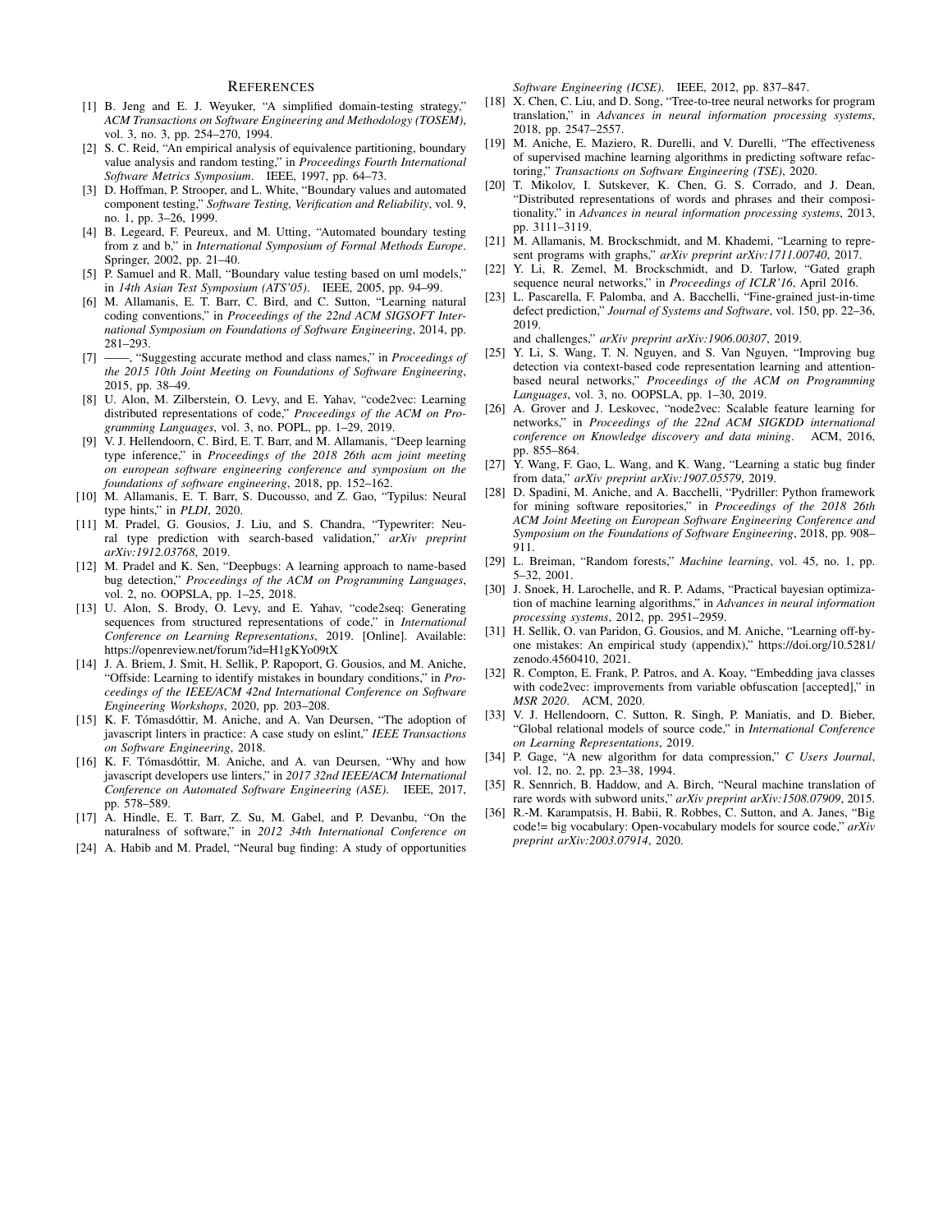# References

[1] B. Jeng and E. J. Weyuker, "A simplified domain-testing strategy," *ACM Transactions on Software Engineering and Methodology (TOSEM)*, vol. 3, no. 3, pp. 254–270, 1994.

[2] S. C. Reid, "An empirical analysis of equivalence partitioning, boundary value analysis and random testing," in *Proceedings Fourth International Software Metrics Symposium*. IEEE, 1997, pp. 64–73.

[3] D. Hoffman, P. Strooper, and L. White, "Boundary values and automated component testing," *Software Testing, Verification and Reliability*, vol. 9, no. 1, pp. 3–26, 1999.

[4] B. Legeard, F. Peureux, and M. Utting, "Automated boundary testing from z and b," in *International Symposium of Formal Methods Europe*. Springer, 2002, pp. 21–40.

[5] P. Samuel and R. Mall, "Boundary value testing based on uml models," in *14th Asian Test Symposium (ATS'05)*. IEEE, 2005, pp. 94–99.

[6] M. Allamanis, E. T. Barr, C. Bird, and C. Sutton, "Learning natural coding conventions," in *Proceedings of the 22nd ACM SIGSOFT International Symposium on Foundations of Software Engineering*, 2014, pp. 281–293.

[7] ——, "Suggesting accurate method and class names," in *Proceedings of the 2015 10th Joint Meeting on Foundations of Software Engineering*, 2015, pp. 38–49.

[8] U. Alon, M. Zilberstein, O. Levy, and E. Yahav, "code2vec: Learning distributed representations of code," *Proceedings of the ACM on Programming Languages*, vol. 3, no. POPL, pp. 1–29, 2019.

[9] V. J. Hellendoorn, C. Bird, E. T. Barr, and M. Allamanis, "Deep learning type inference," in *Proceedings of the 2018 26th acm joint meeting on european software engineering conference and symposium on the foundations of software engineering*, 2018, pp. 152–162.

[10] M. Allamanis, E. T. Barr, S. Ducousso, and Z. Gao, "Typilus: Neural type hints," in *PLDI*, 2020.

[11] M. Pradel, G. Gousios, J. Liu, and S. Chandra, "Typewriter: Neural type prediction with search-based validation," *arXiv preprint arXiv:1912.03768*, 2019.

[12] M. Pradel and K. Sen, "Deepbugs: A learning approach to name-based bug detection," *Proceedings of the ACM on Programming Languages*, vol. 2, no. OOPSLA, pp. 1–25, 2018.

[13] U. Alon, S. Brody, O. Levy, and E. Yahav, "code2seq: Generating sequences from structured representations of code," in *International Conference on Learning Representations*, 2019. [Online]. Available: https://openreview.net/forum?id=H1gKYo09tX

[14] J. A. Briem, J. Smit, H. Sellik, P. Rapoport, G. Gousios, and M. Aniche, "Offside: Learning to identify mistakes in boundary conditions," in *Proceedings of the IEEE/ACM 42nd International Conference on Software Engineering Workshops*, 2020, pp. 203–208.

[15] K. F. Tómasdóttir, M. Aniche, and A. Van Deursen, "The adoption of javascript linters in practice: A case study on eslint," *IEEE Transactions on Software Engineering*, 2018.

[16] K. F. Tómasdóttir, M. Aniche, and A. van Deursen, "Why and how javascript developers use linters," in *2017 32nd IEEE/ACM International Conference on Automated Software Engineering (ASE)*. IEEE, 2017, pp. 578–589.

[17] A. Hindle, E. T. Barr, Z. Su, M. Gabel, and P. Devanbu, "On the naturalness of software," in *2012 34th International Conference on Software Engineering (ICSE)*. IEEE, 2012, pp. 837–847.

[24] A. Habib and M. Pradel, "Neural bug finding: A study of opportunities and challenges," *arXiv preprint arXiv:1906.00307*, 2019.

[18] X. Chen, C. Liu, and D. Song, "Tree-to-tree neural networks for program translation," in *Advances in neural information processing systems*, 2018, pp. 2547–2557.

[19] M. Aniche, E. Maziero, R. Durelli, and V. Durelli, "The effectiveness of supervised machine learning algorithms in predicting software refactoring," *Transactions on Software Engineering (TSE)*, 2020.

[20] T. Mikolov, I. Sutskever, K. Chen, G. S. Corrado, and J. Dean, "Distributed representations of words and phrases and their compositionality," in *Advances in neural information processing systems*, 2013, pp. 3111–3119.

[21] M. Allamanis, M. Brockschmidt, and M. Khademi, "Learning to represent programs with graphs," *arXiv preprint arXiv:1711.00740*, 2017.

[22] Y. Li, R. Zemel, M. Brockschmidt, and D. Tarlow, "Gated graph sequence neural networks," in *Proceedings of ICLR'16*, April 2016.

[23] L. Pascarella, F. Palomba, and A. Bacchelli, "Fine-grained just-in-time defect prediction," *Journal of Systems and Software*, vol. 150, pp. 22–36, 2019.

[25] Y. Li, S. Wang, T. N. Nguyen, and S. Van Nguyen, "Improving bug detection via context-based code representation learning and attention-based neural networks," *Proceedings of the ACM on Programming Languages*, vol. 3, no. OOPSLA, pp. 1–30, 2019.

[26] A. Grover and J. Leskovec, "node2vec: Scalable feature learning for networks," in *Proceedings of the 22nd ACM SIGKDD international conference on Knowledge discovery and data mining*. ACM, 2016, pp. 855–864.

[27] Y. Wang, F. Gao, L. Wang, and K. Wang, "Learning a static bug finder from data," *arXiv preprint arXiv:1907.05579*, 2019.

[28] D. Spadini, M. Aniche, and A. Bacchelli, "Pydriller: Python framework for mining software repositories," in *Proceedings of the 2018 26th ACM Joint Meeting on European Software Engineering Conference and Symposium on the Foundations of Software Engineering*, 2018, pp. 908–911.

[29] L. Breiman, "Random forests," *Machine learning*, vol. 45, no. 1, pp. 5–32, 2001.

[30] J. Snoek, H. Larochelle, and R. P. Adams, "Practical bayesian optimization of machine learning algorithms," in *Advances in neural information processing systems*, 2012, pp. 2951–2959.

[31] H. Sellik, O. van Paridon, G. Gousios, and M. Aniche, "Learning off-by-one mistakes: An empirical study (appendix)," https://doi.org/10.5281/zenodo.4560410, 2021.

[32] R. Compton, E. Frank, P. Patros, and A. Koay, "Embedding java classes with code2vec: improvements from variable obfuscation [accepted]," in *MSR 2020*. ACM, 2020.

[33] V. J. Hellendoorn, C. Sutton, R. Singh, P. Maniatis, and D. Bieber, "Global relational models of source code," in *International Conference on Learning Representations*, 2019.

[34] P. Gage, "A new algorithm for data compression," *C Users Journal*, vol. 12, no. 2, pp. 23–38, 1994.

[35] R. Sennrich, B. Haddow, and A. Birch, "Neural machine translation of rare words with subword units," *arXiv preprint arXiv:1508.07909*, 2015.

[36] R.-M. Karampatsis, H. Babii, R. Robbes, C. Sutton, and A. Janes, "Big code!= big vocabulary: Open-vocabulary models for source code," *arXiv preprint arXiv:2003.07914*, 2020.